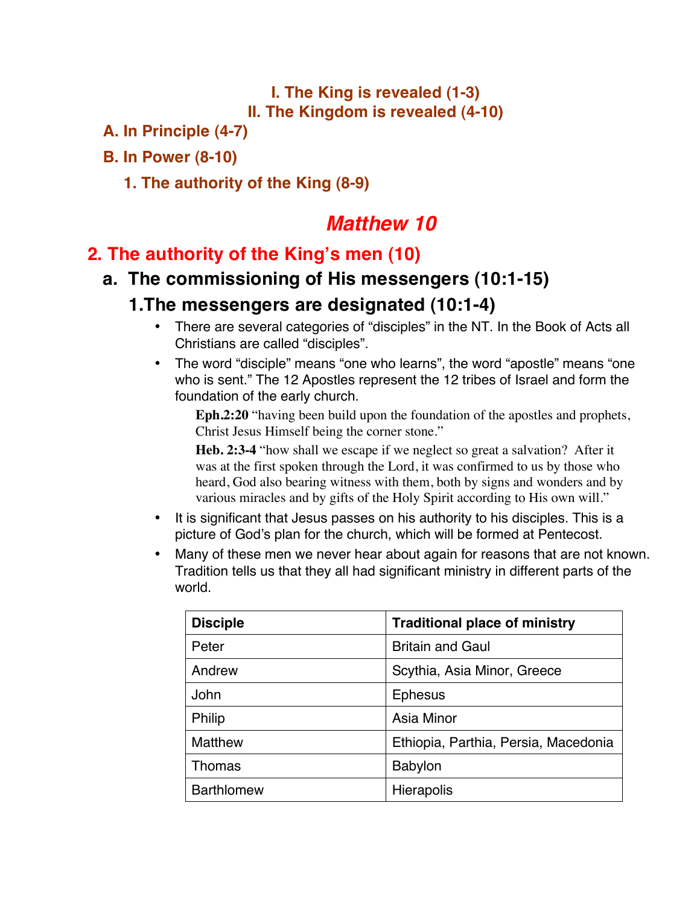**I. The King is revealed (1-3)**

**II. The Kingdom is revealed (4-10)**

**A. In Principle (4-7)**

**B. In Power (8-10)**

**1. The authority of the King (8-9)**

# *Matthew 10*

## 2. The authority of the King's men (10)

### a. The commissioning of His messengers (10:1-15)

#### 1.The messengers are designated (10:1-4)

- There are several categories of "disciples" in the NT. In the Book of Acts all Christians are called "disciples".
- The word "disciple" means "one who learns", the word "apostle" means "one who is sent." The 12 Apostles represent the 12 tribes of Israel and form the foundation of the early church.

  **Eph.2:20** "having been build upon the foundation of the apostles and prophets, Christ Jesus Himself being the corner stone."

  **Heb. 2:3-4** "how shall we escape if we neglect so great a salvation? After it was at the first spoken through the Lord, it was confirmed to us by those who heard, God also bearing witness with them, both by signs and wonders and by various miracles and by gifts of the Holy Spirit according to His own will."

- It is significant that Jesus passes on his authority to his disciples. This is a picture of God's plan for the church, which will be formed at Pentecost.
- Many of these men we never hear about again for reasons that are not known. Tradition tells us that they all had significant ministry in different parts of the world.

| **Disciple** | **Traditional place of ministry** |
|---|---|
| Peter | Britain and Gaul |
| Andrew | Scythia, Asia Minor, Greece |
| John | Ephesus |
| Philip | Asia Minor |
| Matthew | Ethiopia, Parthia, Persia, Macedonia |
| Thomas | Babylon |
| Barthlomew | Hierapolis |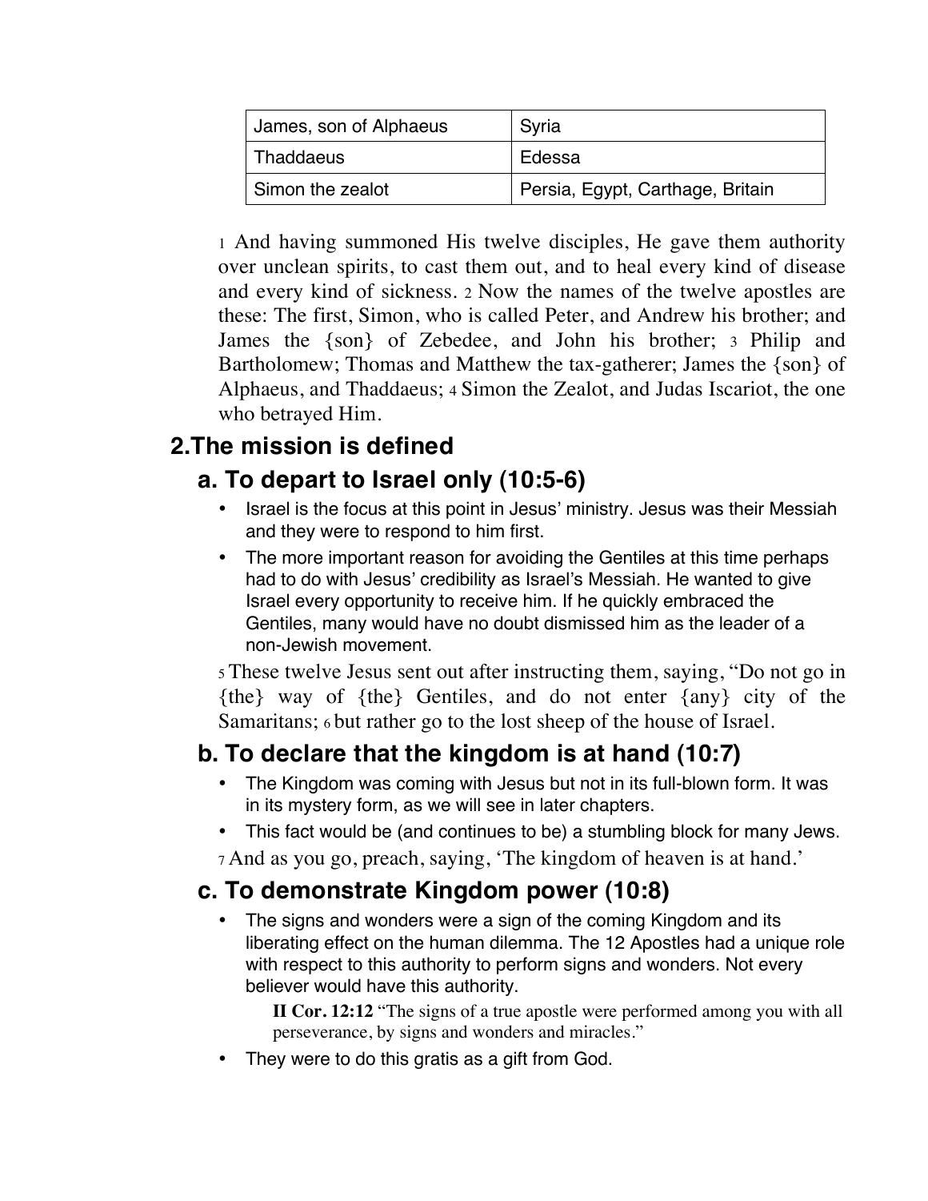| James, son of Alphaeus | Syria |
| --- | --- |
| Thaddaeus | Edessa |
| Simon the zealot | Persia, Egypt, Carthage, Britain |

1 And having summoned His twelve disciples, He gave them authority over unclean spirits, to cast them out, and to heal every kind of disease and every kind of sickness. 2 Now the names of the twelve apostles are these: The first, Simon, who is called Peter, and Andrew his brother; and James the {son} of Zebedee, and John his brother; 3 Philip and Bartholomew; Thomas and Matthew the tax-gatherer; James the {son} of Alphaeus, and Thaddaeus; 4 Simon the Zealot, and Judas Iscariot, the one who betrayed Him.

## 2.The mission is defined

### a. To depart to Israel only (10:5-6)

- Israel is the focus at this point in Jesus' ministry. Jesus was their Messiah and they were to respond to him first.
- The more important reason for avoiding the Gentiles at this time perhaps had to do with Jesus' credibility as Israel's Messiah. He wanted to give Israel every opportunity to receive him. If he quickly embraced the Gentiles, many would have no doubt dismissed him as the leader of a non-Jewish movement.

5 These twelve Jesus sent out after instructing them, saying, "Do not go in {the} way of {the} Gentiles, and do not enter {any} city of the Samaritans; 6 but rather go to the lost sheep of the house of Israel.

### b. To declare that the kingdom is at hand (10:7)

- The Kingdom was coming with Jesus but not in its full-blown form. It was in its mystery form, as we will see in later chapters.
- This fact would be (and continues to be) a stumbling block for many Jews.

7 And as you go, preach, saying, 'The kingdom of heaven is at hand.'

### c. To demonstrate Kingdom power (10:8)

- The signs and wonders were a sign of the coming Kingdom and its liberating effect on the human dilemma. The 12 Apostles had a unique role with respect to this authority to perform signs and wonders. Not every believer would have this authority.

  **II Cor. 12:12** "The signs of a true apostle were performed among you with all perseverance, by signs and wonders and miracles."

- They were to do this gratis as a gift from God.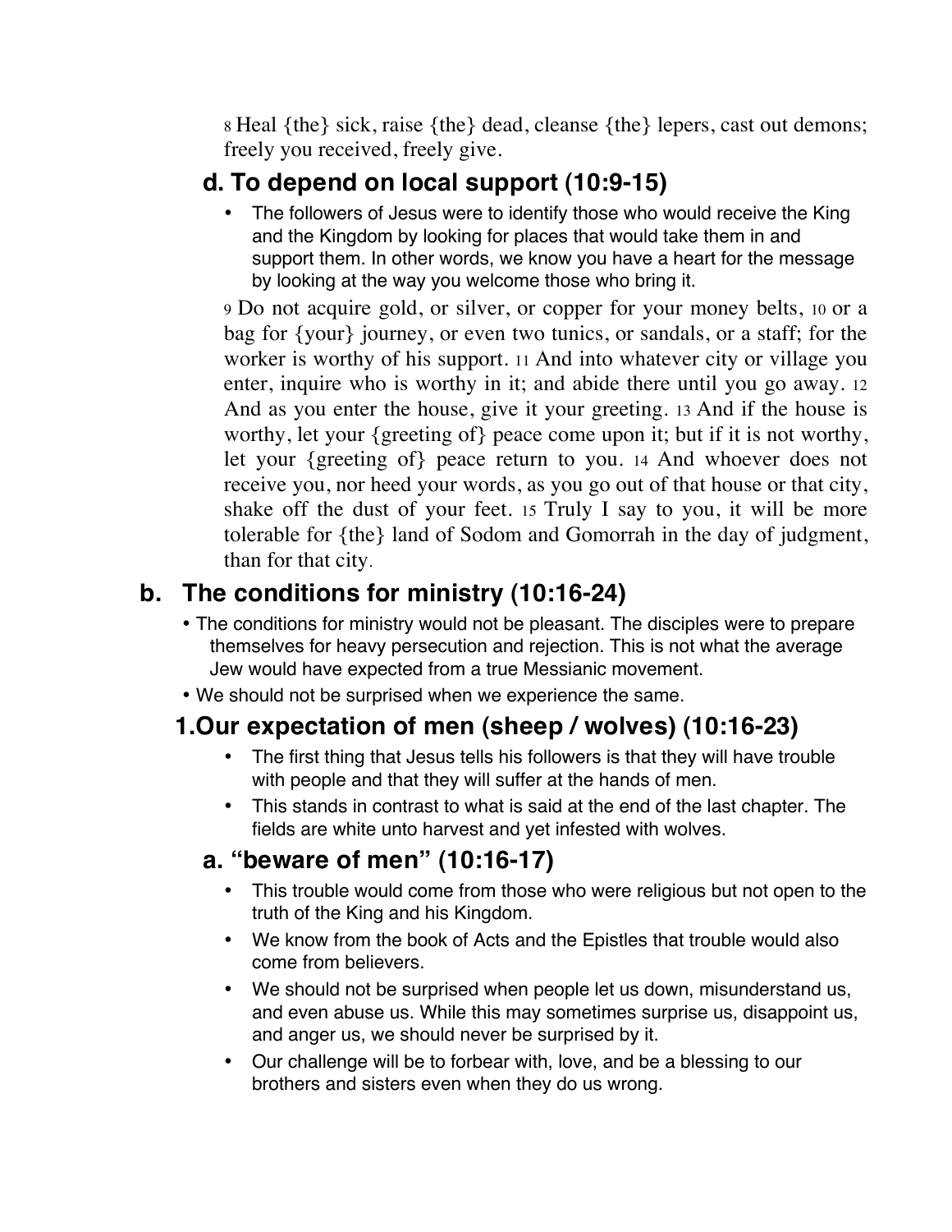8 Heal {the} sick, raise {the} dead, cleanse {the} lepers, cast out demons; freely you received, freely give.

### d. To depend on local support (10:9-15)

- The followers of Jesus were to identify those who would receive the King and the Kingdom by looking for places that would take them in and support them. In other words, we know you have a heart for the message by looking at the way you welcome those who bring it.

9 Do not acquire gold, or silver, or copper for your money belts, 10 or a bag for {your} journey, or even two tunics, or sandals, or a staff; for the worker is worthy of his support. 11 And into whatever city or village you enter, inquire who is worthy in it; and abide there until you go away. 12 And as you enter the house, give it your greeting. 13 And if the house is worthy, let your {greeting of} peace come upon it; but if it is not worthy, let your {greeting of} peace return to you. 14 And whoever does not receive you, nor heed your words, as you go out of that house or that city, shake off the dust of your feet. 15 Truly I say to you, it will be more tolerable for {the} land of Sodom and Gomorrah in the day of judgment, than for that city.

## b. The conditions for ministry (10:16-24)

- The conditions for ministry would not be pleasant. The disciples were to prepare themselves for heavy persecution and rejection. This is not what the average Jew would have expected from a true Messianic movement.
- We should not be surprised when we experience the same.

### 1. Our expectation of men (sheep / wolves) (10:16-23)

- The first thing that Jesus tells his followers is that they will have trouble with people and that they will suffer at the hands of men.
- This stands in contrast to what is said at the end of the last chapter. The fields are white unto harvest and yet infested with wolves.

### a. "beware of men" (10:16-17)

- This trouble would come from those who were religious but not open to the truth of the King and his Kingdom.
- We know from the book of Acts and the Epistles that trouble would also come from believers.
- We should not be surprised when people let us down, misunderstand us, and even abuse us. While this may sometimes surprise us, disappoint us, and anger us, we should never be surprised by it.
- Our challenge will be to forbear with, love, and be a blessing to our brothers and sisters even when they do us wrong.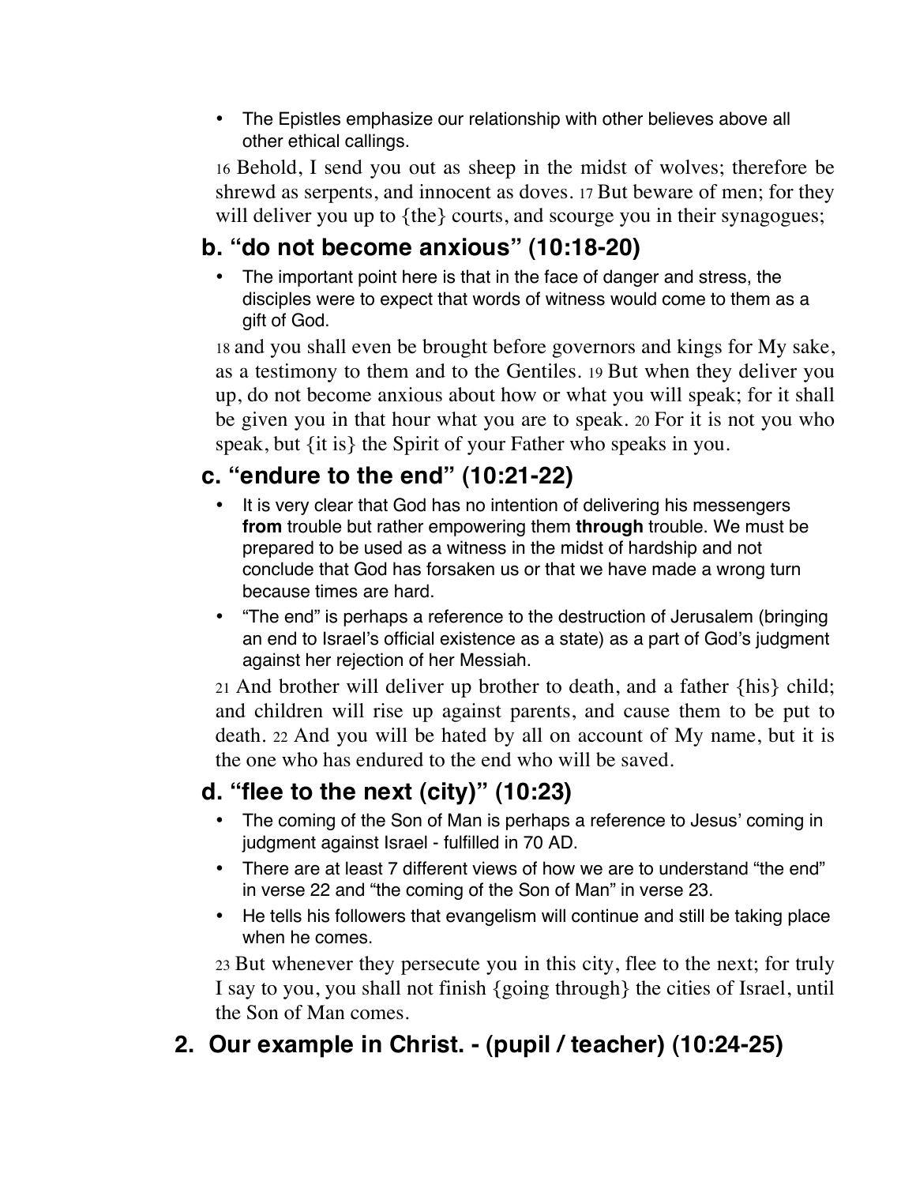- The Epistles emphasize our relationship with other believes above all other ethical callings.

16 Behold, I send you out as sheep in the midst of wolves; therefore be shrewd as serpents, and innocent as doves. 17 But beware of men; for they will deliver you up to {the} courts, and scourge you in their synagogues;

### b. “do not become anxious” (10:18-20)

- The important point here is that in the face of danger and stress, the disciples were to expect that words of witness would come to them as a gift of God.

18 and you shall even be brought before governors and kings for My sake, as a testimony to them and to the Gentiles. 19 But when they deliver you up, do not become anxious about how or what you will speak; for it shall be given you in that hour what you are to speak. 20 For it is not you who speak, but {it is} the Spirit of your Father who speaks in you.

### c. “endure to the end” (10:21-22)

- It is very clear that God has no intention of delivering his messengers **from** trouble but rather empowering them **through** trouble. We must be prepared to be used as a witness in the midst of hardship and not conclude that God has forsaken us or that we have made a wrong turn because times are hard.
- “The end” is perhaps a reference to the destruction of Jerusalem (bringing an end to Israel’s official existence as a state) as a part of God’s judgment against her rejection of her Messiah.

21 And brother will deliver up brother to death, and a father {his} child; and children will rise up against parents, and cause them to be put to death. 22 And you will be hated by all on account of My name, but it is the one who has endured to the end who will be saved.

### d. “flee to the next (city)” (10:23)

- The coming of the Son of Man is perhaps a reference to Jesus’ coming in judgment against Israel - fulfilled in 70 AD.
- There are at least 7 different views of how we are to understand “the end” in verse 22 and “the coming of the Son of Man” in verse 23.
- He tells his followers that evangelism will continue and still be taking place when he comes.

23 But whenever they persecute you in this city, flee to the next; for truly I say to you, you shall not finish {going through} the cities of Israel, until the Son of Man comes.

## 2. Our example in Christ. - (pupil / teacher) (10:24-25)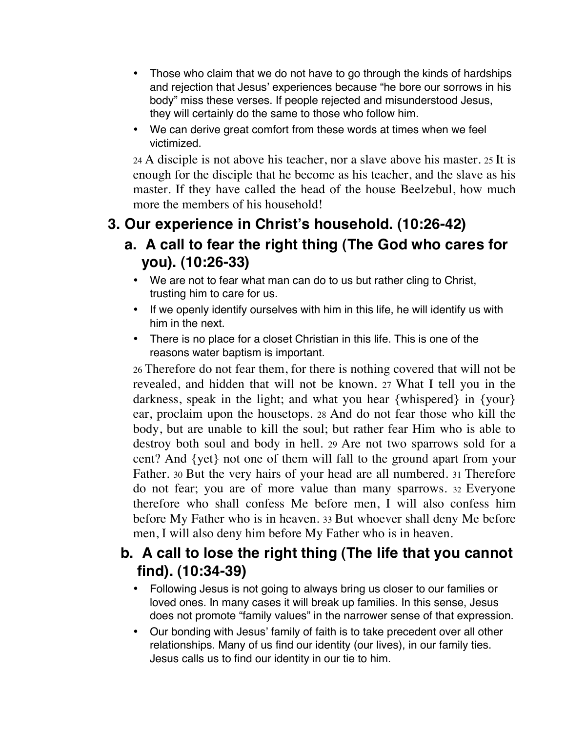- Those who claim that we do not have to go through the kinds of hardships and rejection that Jesus' experiences because "he bore our sorrows in his body" miss these verses. If people rejected and misunderstood Jesus, they will certainly do the same to those who follow him.
- We can derive great comfort from these words at times when we feel victimized.

24 A disciple is not above his teacher, nor a slave above his master. 25 It is enough for the disciple that he become as his teacher, and the slave as his master. If they have called the head of the house Beelzebul, how much more the members of his household!

## 3. Our experience in Christ's household. (10:26-42)

### a. A call to fear the right thing (The God who cares for you). (10:26-33)

- We are not to fear what man can do to us but rather cling to Christ, trusting him to care for us.
- If we openly identify ourselves with him in this life, he will identify us with him in the next.
- There is no place for a closet Christian in this life. This is one of the reasons water baptism is important.

26 Therefore do not fear them, for there is nothing covered that will not be revealed, and hidden that will not be known. 27 What I tell you in the darkness, speak in the light; and what you hear {whispered} in {your} ear, proclaim upon the housetops. 28 And do not fear those who kill the body, but are unable to kill the soul; but rather fear Him who is able to destroy both soul and body in hell. 29 Are not two sparrows sold for a cent? And {yet} not one of them will fall to the ground apart from your Father. 30 But the very hairs of your head are all numbered. 31 Therefore do not fear; you are of more value than many sparrows. 32 Everyone therefore who shall confess Me before men, I will also confess him before My Father who is in heaven. 33 But whoever shall deny Me before men, I will also deny him before My Father who is in heaven.

### b. A call to lose the right thing (The life that you cannot find). (10:34-39)

- Following Jesus is not going to always bring us closer to our families or loved ones. In many cases it will break up families. In this sense, Jesus does not promote "family values" in the narrower sense of that expression.
- Our bonding with Jesus' family of faith is to take precedent over all other relationships. Many of us find our identity (our lives), in our family ties. Jesus calls us to find our identity in our tie to him.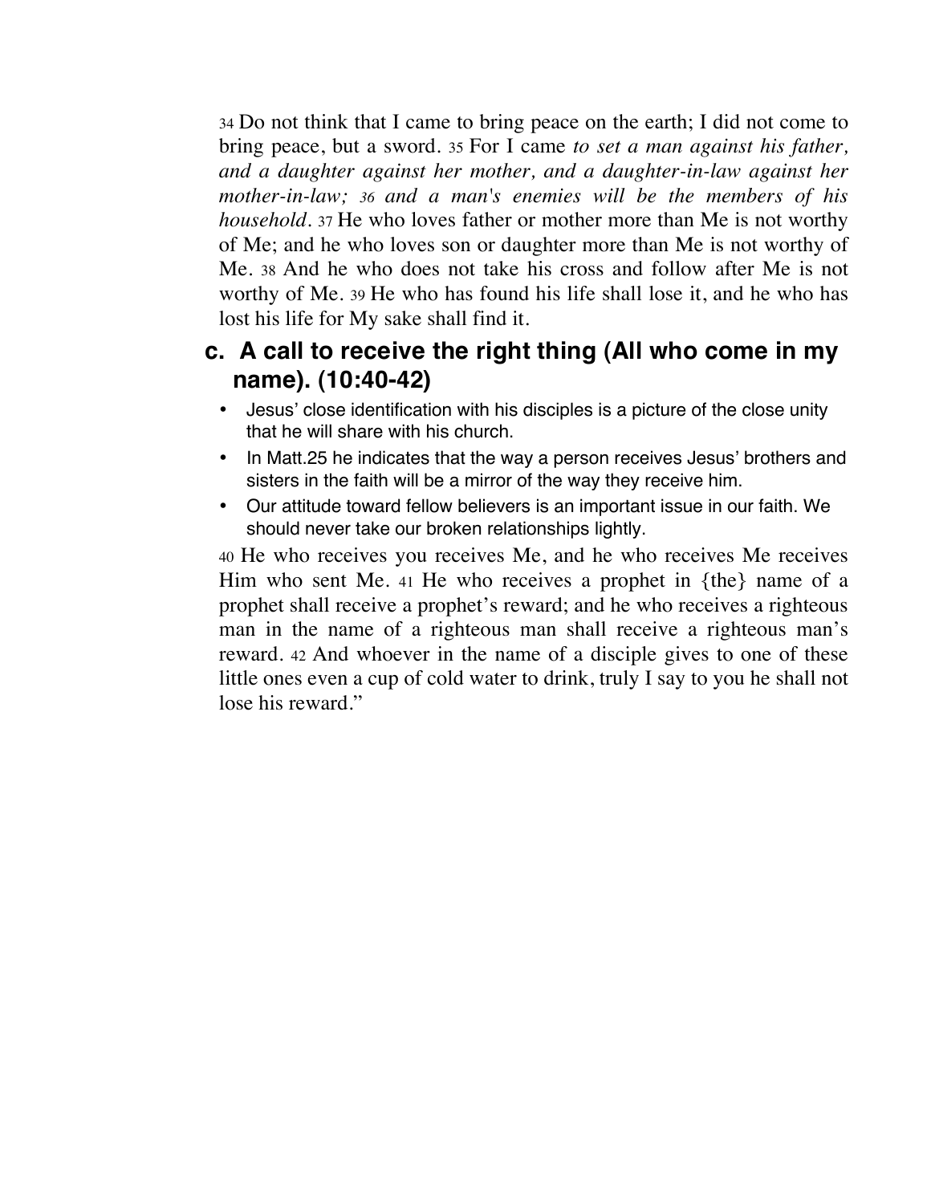34 Do not think that I came to bring peace on the earth; I did not come to bring peace, but a sword. 35 For I came *to set a man against his father, and a daughter against her mother, and a daughter-in-law against her mother-in-law; 36 and a man's enemies will be the members of his household.* 37 He who loves father or mother more than Me is not worthy of Me; and he who loves son or daughter more than Me is not worthy of Me. 38 And he who does not take his cross and follow after Me is not worthy of Me. 39 He who has found his life shall lose it, and he who has lost his life for My sake shall find it.

### c. A call to receive the right thing (All who come in my name). (10:40-42)

- Jesus' close identification with his disciples is a picture of the close unity that he will share with his church.
- In Matt.25 he indicates that the way a person receives Jesus' brothers and sisters in the faith will be a mirror of the way they receive him.
- Our attitude toward fellow believers is an important issue in our faith. We should never take our broken relationships lightly.

40 He who receives you receives Me, and he who receives Me receives Him who sent Me. 41 He who receives a prophet in {the} name of a prophet shall receive a prophet's reward; and he who receives a righteous man in the name of a righteous man shall receive a righteous man's reward. 42 And whoever in the name of a disciple gives to one of these little ones even a cup of cold water to drink, truly I say to you he shall not lose his reward."